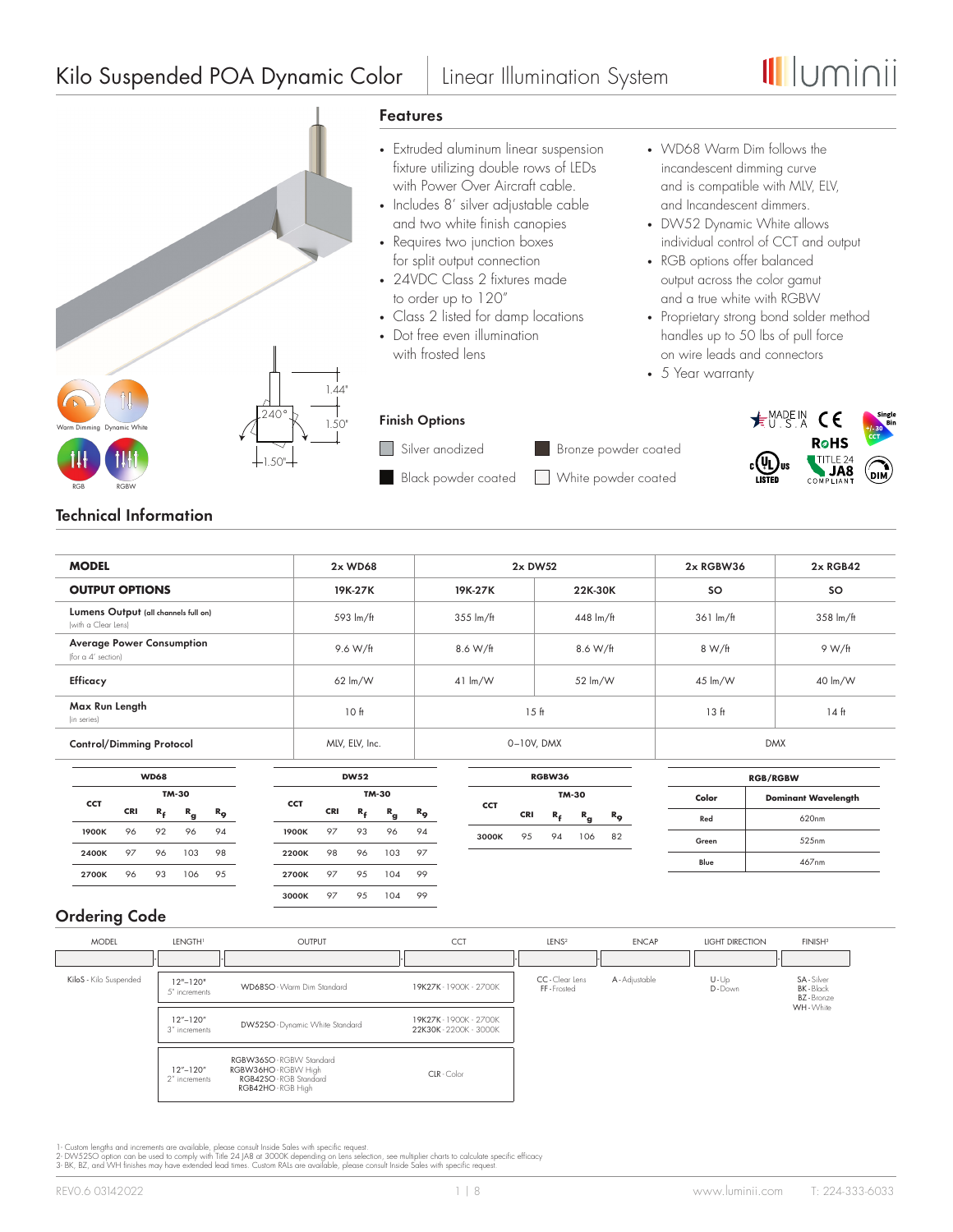# Kilo Suspended POA Dynamic Color | Linear Illumination System

luminii

Warm Dimming | Dynamic White | RGB | RGBW

240° | 1.44" | 1.50" | 1.50"

## Features

- Extruded aluminum linear suspension fixture utilizing double rows of LEDs with Power Over Aircraft cable.
- Includes 8' silver adjustable cable and two white finish canopies
- Requires two junction boxes for split output connection
- 24VDC Class 2 fixtures made to order up to 120"
- Class 2 listed for damp locations
- Dot free even illumination with frosted lens
- WD68 Warm Dim follows the incandescent dimming curve and is compatible with MLV, ELV, and Incandescent dimmers.
- DW52 Dynamic White allows individual control of CCT and output
- RGB options offer balanced output across the color gamut and a true white with RGBW
- Proprietary strong bond solder method handles up to 50 lbs of pull force on wire leads and connectors
- 5 Year warranty

### Finish Options

- Silver anodized
- Bronze powder coated
- Black powder coated
- White powder coated

MADE IN U.S.A | CE | Single Bin +/-30 CCT | RoHS | cULus LISTED | TITLE 24 JA8 COMPLIANT | DIM

## Technical Information

| MODEL | 2x WD68 | 2x DW52 | | 2x RGBW36 | 2x RGB42 |
|---|---|---|---|---|---|
| **OUTPUT OPTIONS** | 19K-27K | 19K-27K | 22K-30K | SO | SO |
| **Lumens Output** (all channels full on) (with a Clear Lens) | 593 lm/ft | 355 lm/ft | 448 lm/ft | 361 lm/ft | 358 lm/ft |
| **Average Power Consumption** (for a 4' section) | 9.6 W/ft | 8.6 W/ft | 8.6 W/ft | 8 W/ft | 9 W/ft |
| **Efficacy** | 62 lm/W | 41 lm/W | 52 lm/W | 45 lm/W | 40 lm/W |
| **Max Run Length** (in series) | 10 ft | 15 ft | | 13 ft | 14 ft |
| **Control/Dimming Protocol** | MLV, ELV, Inc. | 0–10V, DMX | | DMX | |

| WD68 | | | | |
|---|---|---|---|---|
| CCT | TM-30 | | | |
| | CRI | $R_f$ | $R_g$ | $R_9$ |
| 1900K | 96 | 92 | 96 | 94 |
| 2400K | 97 | 96 | 103 | 98 |
| 2700K | 96 | 93 | 106 | 95 |

| DW52 | | | | |
|---|---|---|---|---|
| CCT | TM-30 | | | |
| | CRI | $R_f$ | $R_g$ | $R_9$ |
| 1900K | 97 | 93 | 96 | 94 |
| 2200K | 98 | 96 | 103 | 97 |
| 2700K | 97 | 95 | 104 | 99 |
| 3000K | 97 | 95 | 104 | 99 |

| RGBW36 | | | | |
|---|---|---|---|---|
| CCT | TM-30 | | | |
| | CRI | $R_f$ | $R_g$ | $R_9$ |
| 3000K | 95 | 94 | 106 | 82 |

| RGB/RGBW | |
|---|---|
| Color | Dominant Wavelength |
| Red | 620nm |
| Green | 525nm |
| Blue | 467nm |

## Ordering Code

| MODEL | LENGTH[1] | OUTPUT | CCT | LENS[2] | ENCAP | LIGHT DIRECTION | FINISH[3] |
|---|---|---|---|---|---|---|---|
| KiloS - Kilo Suspended | 12"–120" 5" increments | WD68SO - Warm Dim Standard | 19K27K - 1900K - 2700K | CC - Clear Lens<br>FF - Frosted | A - Adjustable | U - Up<br>D - Down | SA - Silver<br>BK - Black<br>BZ - Bronze<br>WH - White |
| | 12"–120" 3" increments | DW52SO - Dynamic White Standard | 19K27K - 1900K - 2700K<br>22K30K - 2200K - 3000K | | | | |
| | 12"–120" 2" increments | RGBW36SO - RGBW Standard<br>RGBW36HO - RGBW High<br>RGB42SO - RGB Standard<br>RGB42HO - RGB High | CLR - Color | | | | |

1- Custom lengths and increments are available, please consult Inside Sales with specific request.
2- DW52SO option can be used to comply with Title 24 JA8 at 3000K depending on lens selection, see multiplier charts to calculate specific efficacy
3- BK, BZ, and WH finishes may have extended lead times. Custom RALs are available, please consult Inside Sales with specific request.

REV0.6 03142022 | www.luminii.com | T: 224-333-6033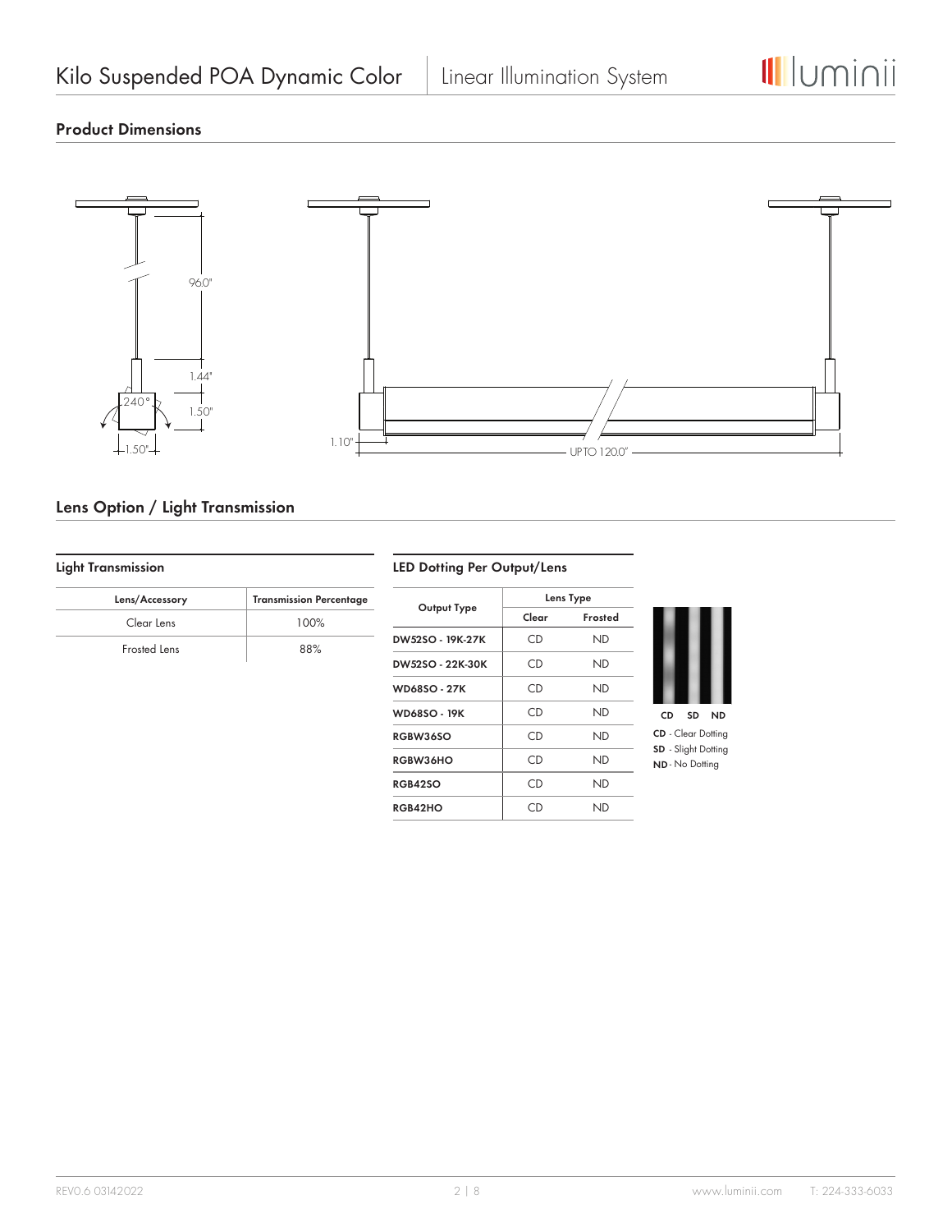## Product Dimensions

96.0"

1.44"

240°

1.50"

1.50"

1.10"

UP TO 120.0"

## Lens Option / Light Transmission

### Light Transmission

| Lens/Accessory | Transmission Percentage |
|---|---|
| Clear Lens | 100% |
| Frosted Lens | 88% |

### LED Dotting Per Output/Lens

| Output Type | Lens Type | |
|---|---|---|
| | Clear | Frosted |
| DW52SO - 19K-27K | CD | ND |
| DW52SO - 22K-30K | CD | ND |
| WD68SO - 27K | CD | ND |
| WD68SO - 19K | CD | ND |
| RGBW36SO | CD | ND |
| RGBW36HO | CD | ND |
| RGB42SO | CD | ND |
| RGB42HO | CD | ND |

CD SD ND

**CD** - Clear Dotting
**SD** - Slight Dotting
**ND** - No Dotting

REV0.6 03142022

www.luminii.com T: 224-333-6033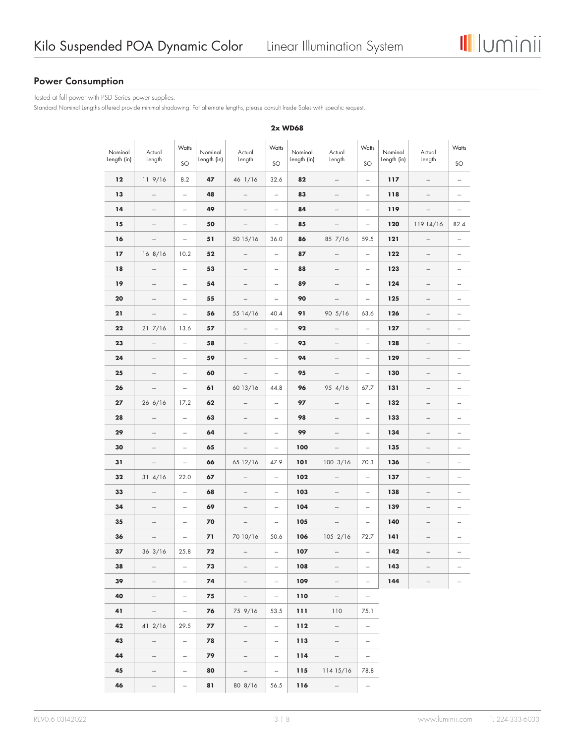## Power Consumption

Tested at full power with PSD Series power supplies.

Standard Nominal Lengths offered provide minimal shadowing. For alternate lengths, please consult Inside Sales with specific request.

**2x WD68**

| Nominal Length (in) | Actual Length | Watts | Nominal Length (in) | Actual Length | Watts | Nominal Length (in) | Actual Length | Watts | Nominal Length (in) | Actual Length | Watts |
|---|---|---|---|---|---|---|---|---|---|---|---|
| | | SO | | | SO | | | SO | | | SO |
| **12** | 11 9/16 | 8.2 | **47** | 46 1/16 | 32.6 | **82** | – | – | **117** | – | – |
| **13** | – | – | **48** | – | – | **83** | – | – | **118** | – | – |
| **14** | – | – | **49** | – | – | **84** | – | – | **119** | – | – |
| **15** | – | – | **50** | – | – | **85** | – | – | **120** | 119 14/16 | 82.4 |
| **16** | – | – | **51** | 50 15/16 | 36.0 | **86** | 85 7/16 | 59.5 | **121** | – | – |
| **17** | 16 8/16 | 10.2 | **52** | – | – | **87** | – | – | **122** | – | – |
| **18** | – | – | **53** | – | – | **88** | – | – | **123** | – | – |
| **19** | – | – | **54** | – | – | **89** | – | – | **124** | – | – |
| **20** | – | – | **55** | – | – | **90** | – | – | **125** | – | – |
| **21** | – | – | **56** | 55 14/16 | 40.4 | **91** | 90 5/16 | 63.6 | **126** | – | – |
| **22** | 21 7/16 | 13.6 | **57** | – | – | **92** | – | – | **127** | – | – |
| **23** | – | – | **58** | – | – | **93** | – | – | **128** | – | – |
| **24** | – | – | **59** | – | – | **94** | – | – | **129** | – | – |
| **25** | – | – | **60** | – | – | **95** | – | – | **130** | – | – |
| **26** | – | – | **61** | 60 13/16 | 44.8 | **96** | 95 4/16 | 67.7 | **131** | – | – |
| **27** | 26 6/16 | 17.2 | **62** | – | – | **97** | – | – | **132** | – | – |
| **28** | – | – | **63** | – | – | **98** | – | – | **133** | – | – |
| **29** | – | – | **64** | – | – | **99** | – | – | **134** | – | – |
| **30** | – | – | **65** | – | – | **100** | – | – | **135** | – | – |
| **31** | – | – | **66** | 65 12/16 | 47.9 | **101** | 100 3/16 | 70.3 | **136** | – | – |
| **32** | 31 4/16 | 22.0 | **67** | – | – | **102** | – | – | **137** | – | – |
| **33** | – | – | **68** | – | – | **103** | – | – | **138** | – | – |
| **34** | – | – | **69** | – | – | **104** | – | – | **139** | – | – |
| **35** | – | – | **70** | – | – | **105** | – | – | **140** | – | – |
| **36** | – | – | **71** | 70 10/16 | 50.6 | **106** | 105 2/16 | 72.7 | **141** | – | – |
| **37** | 36 3/16 | 25.8 | **72** | – | – | **107** | – | – | **142** | – | – |
| **38** | – | – | **73** | – | – | **108** | – | – | **143** | – | – |
| **39** | – | – | **74** | – | – | **109** | – | – | **144** | – | – |
| **40** | – | – | **75** | – | – | **110** | – | – | | | |
| **41** | – | – | **76** | 75 9/16 | 53.5 | **111** | 110 | 75.1 | | | |
| **42** | 41 2/16 | 29.5 | **77** | – | – | **112** | – | – | | | |
| **43** | – | – | **78** | – | – | **113** | – | – | | | |
| **44** | – | – | **79** | – | – | **114** | – | – | | | |
| **45** | – | – | **80** | – | – | **115** | 114 15/16 | 78.8 | | | |
| **46** | – | – | **81** | 80 8/16 | 56.5 | **116** | – | – | | | |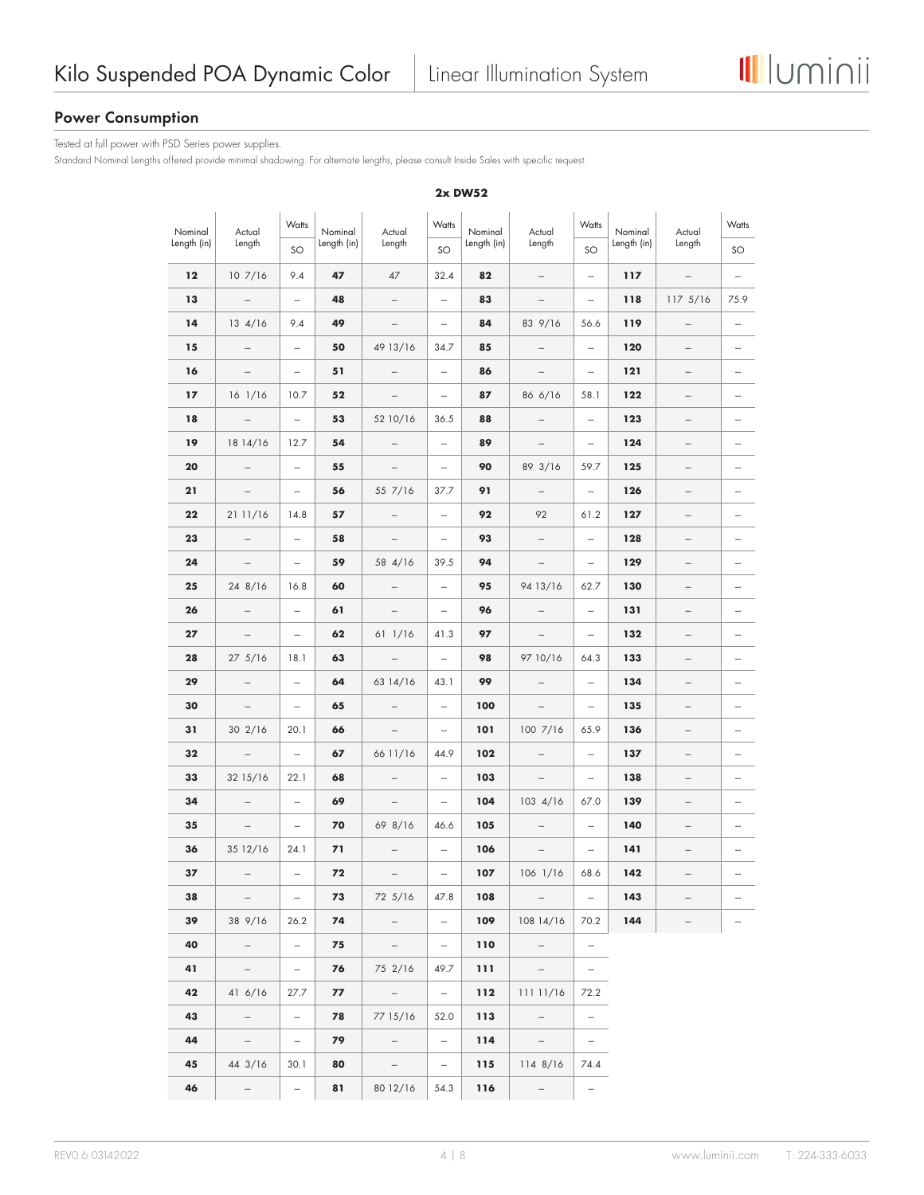## Power Consumption

Tested at full power with PSD Series power supplies.

Standard Nominal Lengths offered provide minimal shadowing. For alternate lengths, please consult Inside Sales with specific request.

**2x DW52**

| Nominal Length (in) | Actual Length | Watts | Nominal Length (in) | Actual Length | Watts | Nominal Length (in) | Actual Length | Watts | Nominal Length (in) | Actual Length | Watts |
|---|---|---|---|---|---|---|---|---|---|---|---|
| | | SO | | | SO | | | SO | | | SO |
| **12** | 10 7/16 | 9.4 | **47** | 47 | 32.4 | **82** | – | – | **117** | – | – |
| **13** | – | – | **48** | – | – | **83** | – | – | **118** | 117 5/16 | 75.9 |
| **14** | 13 4/16 | 9.4 | **49** | – | – | **84** | 83 9/16 | 56.6 | **119** | – | – |
| **15** | – | – | **50** | 49 13/16 | 34.7 | **85** | – | – | **120** | – | – |
| **16** | – | – | **51** | – | – | **86** | – | – | **121** | – | – |
| **17** | 16 1/16 | 10.7 | **52** | – | – | **87** | 86 6/16 | 58.1 | **122** | – | – |
| **18** | – | – | **53** | 52 10/16 | 36.5 | **88** | – | – | **123** | – | – |
| **19** | 18 14/16 | 12.7 | **54** | – | – | **89** | – | – | **124** | – | – |
| **20** | – | – | **55** | – | – | **90** | 89 3/16 | 59.7 | **125** | – | – |
| **21** | – | – | **56** | 55 7/16 | 37.7 | **91** | – | – | **126** | – | – |
| **22** | 21 11/16 | 14.8 | **57** | – | – | **92** | 92 | 61.2 | **127** | – | – |
| **23** | – | – | **58** | – | – | **93** | – | – | **128** | – | – |
| **24** | – | – | **59** | 58 4/16 | 39.5 | **94** | – | – | **129** | – | – |
| **25** | 24 8/16 | 16.8 | **60** | – | – | **95** | 94 13/16 | 62.7 | **130** | – | – |
| **26** | – | – | **61** | – | – | **96** | – | – | **131** | – | – |
| **27** | – | – | **62** | 61 1/16 | 41.3 | **97** | – | – | **132** | – | – |
| **28** | 27 5/16 | 18.1 | **63** | – | – | **98** | 97 10/16 | 64.3 | **133** | – | – |
| **29** | – | – | **64** | 63 14/16 | 43.1 | **99** | – | – | **134** | – | – |
| **30** | – | – | **65** | – | – | **100** | – | – | **135** | – | – |
| **31** | 30 2/16 | 20.1 | **66** | – | – | **101** | 100 7/16 | 65.9 | **136** | – | – |
| **32** | – | – | **67** | 66 11/16 | 44.9 | **102** | – | – | **137** | – | – |
| **33** | 32 15/16 | 22.1 | **68** | – | – | **103** | – | – | **138** | – | – |
| **34** | – | – | **69** | – | – | **104** | 103 4/16 | 67.0 | **139** | – | – |
| **35** | – | – | **70** | 69 8/16 | 46.6 | **105** | – | – | **140** | – | – |
| **36** | 35 12/16 | 24.1 | **71** | – | – | **106** | – | – | **141** | – | – |
| **37** | – | – | **72** | – | – | **107** | 106 1/16 | 68.6 | **142** | – | – |
| **38** | – | – | **73** | 72 5/16 | 47.8 | **108** | – | – | **143** | – | – |
| **39** | 38 9/16 | 26.2 | **74** | – | – | **109** | 108 14/16 | 70.2 | **144** | – | – |
| **40** | – | – | **75** | – | – | **110** | – | – | | | |
| **41** | – | – | **76** | 75 2/16 | 49.7 | **111** | – | – | | | |
| **42** | 41 6/16 | 27.7 | **77** | – | – | **112** | 111 11/16 | 72.2 | | | |
| **43** | – | – | **78** | 77 15/16 | 52.0 | **113** | – | – | | | |
| **44** | – | – | **79** | – | – | **114** | – | – | | | |
| **45** | 44 3/16 | 30.1 | **80** | – | – | **115** | 114 8/16 | 74.4 | | | |
| **46** | – | – | **81** | 80 12/16 | 54.3 | **116** | – | – | | | |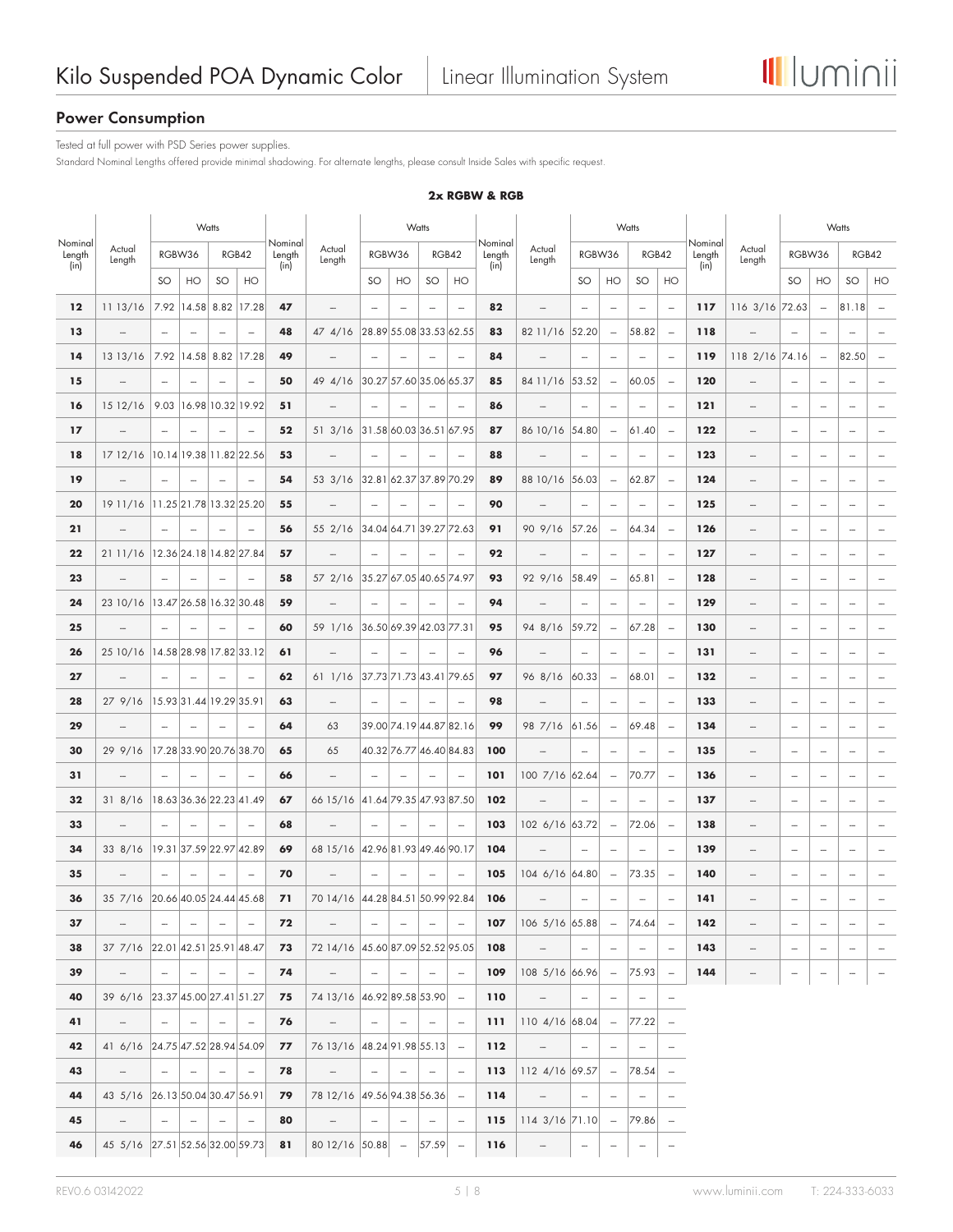## Power Consumption

Tested at full power with PSD Series power supplies.

Standard Nominal Lengths offered provide minimal shadowing. For alternate lengths, please consult Inside Sales with specific request.

**2x RGBW & RGB**

| Nominal Length (in) | Actual Length | Watts | | | | Nominal Length (in) | Actual Length | Watts | | | | Nominal Length (in) | Actual Length | Watts | | | | Nominal Length (in) | Actual Length | Watts | | | |
|---|---|---|---|---|---|---|---|---|---|---|---|---|---|---|---|---|---|---|---|---|---|---|---|
| | | RGBW36 | | RGB42 | | | | RGBW36 | | RGB42 | | | | RGBW36 | | RGB42 | | | | RGBW36 | | RGB42 | |
| | | SO | HO | SO | HO | | | SO | HO | SO | HO | | | SO | HO | SO | HO | | | SO | HO | SO | HO |
| **12** | 11 13/16 | 7.92 | 14.58 | 8.82 | 17.28 | **47** | – | – | – | – | – | **82** | – | – | – | – | – | **117** | 116 3/16 | 72.63 | – | 81.18 | – |
| **13** | – | – | – | – | – | **48** | 47 4/16 | 28.89 | 55.08 | 33.53 | 62.55 | **83** | 82 11/16 | 52.20 | – | 58.82 | – | **118** | – | – | – | – | – |
| **14** | 13 13/16 | 7.92 | 14.58 | 8.82 | 17.28 | **49** | – | – | – | – | – | **84** | – | – | – | – | – | **119** | 118 2/16 | 74.16 | – | 82.50 | – |
| **15** | – | – | – | – | – | **50** | 49 4/16 | 30.27 | 57.60 | 35.06 | 65.37 | **85** | 84 11/16 | 53.52 | – | 60.05 | – | **120** | – | – | – | – | – |
| **16** | 15 12/16 | 9.03 | 16.98 | 10.32 | 19.92 | **51** | – | – | – | – | – | **86** | – | – | – | – | – | **121** | – | – | – | – | – |
| **17** | – | – | – | – | – | **52** | 51 3/16 | 31.58 | 60.03 | 36.51 | 67.95 | **87** | 86 10/16 | 54.80 | – | 61.40 | – | **122** | – | – | – | – | – |
| **18** | 17 12/16 | 10.14 | 19.38 | 11.82 | 22.56 | **53** | – | – | – | – | – | **88** | – | – | – | – | – | **123** | – | – | – | – | – |
| **19** | – | – | – | – | – | **54** | 53 3/16 | 32.81 | 62.37 | 37.89 | 70.29 | **89** | 88 10/16 | 56.03 | – | 62.87 | – | **124** | – | – | – | – | – |
| **20** | 19 11/16 | 11.25 | 21.78 | 13.32 | 25.20 | **55** | – | – | – | – | – | **90** | – | – | – | – | – | **125** | – | – | – | – | – |
| **21** | – | – | – | – | – | **56** | 55 2/16 | 34.04 | 64.71 | 39.27 | 72.63 | **91** | 90 9/16 | 57.26 | – | 64.34 | – | **126** | – | – | – | – | – |
| **22** | 21 11/16 | 12.36 | 24.18 | 14.82 | 27.84 | **57** | – | – | – | – | – | **92** | – | – | – | – | – | **127** | – | – | – | – | – |
| **23** | – | – | – | – | – | **58** | 57 2/16 | 35.27 | 67.05 | 40.65 | 74.97 | **93** | 92 9/16 | 58.49 | – | 65.81 | – | **128** | – | – | – | – | – |
| **24** | 23 10/16 | 13.47 | 26.58 | 16.32 | 30.48 | **59** | – | – | – | – | – | **94** | – | – | – | – | – | **129** | – | – | – | – | – |
| **25** | – | – | – | – | – | **60** | 59 1/16 | 36.50 | 69.39 | 42.03 | 77.31 | **95** | 94 8/16 | 59.72 | – | 67.28 | – | **130** | – | – | – | – | – |
| **26** | 25 10/16 | 14.58 | 28.98 | 17.82 | 33.12 | **61** | – | – | – | – | – | **96** | – | – | – | – | – | **131** | – | – | – | – | – |
| **27** | – | – | – | – | – | **62** | 61 1/16 | 37.73 | 71.73 | 43.41 | 79.65 | **97** | 96 8/16 | 60.33 | – | 68.01 | – | **132** | – | – | – | – | – |
| **28** | 27 9/16 | 15.93 | 31.44 | 19.29 | 35.91 | **63** | – | – | – | – | – | **98** | – | – | – | – | – | **133** | – | – | – | – | – |
| **29** | – | – | – | – | – | **64** | 63 | 39.00 | 74.19 | 44.87 | 82.16 | **99** | 98 7/16 | 61.56 | – | 69.48 | – | **134** | – | – | – | – | – |
| **30** | 29 9/16 | 17.28 | 33.90 | 20.76 | 38.70 | **65** | 65 | 40.32 | 76.77 | 46.40 | 84.83 | **100** | – | – | – | – | – | **135** | – | – | – | – | – |
| **31** | – | – | – | – | – | **66** | – | – | – | – | – | **101** | 100 7/16 | 62.64 | – | 70.77 | – | **136** | – | – | – | – | – |
| **32** | 31 8/16 | 18.63 | 36.36 | 22.23 | 41.49 | **67** | 66 15/16 | 41.64 | 79.35 | 47.93 | 87.50 | **102** | – | – | – | – | – | **137** | – | – | – | – | – |
| **33** | – | – | – | – | – | **68** | – | – | – | – | – | **103** | 102 6/16 | 63.72 | – | 72.06 | – | **138** | – | – | – | – | – |
| **34** | 33 8/16 | 19.31 | 37.59 | 22.97 | 42.89 | **69** | 68 15/16 | 42.96 | 81.93 | 49.46 | 90.17 | **104** | – | – | – | – | – | **139** | – | – | – | – | – |
| **35** | – | – | – | – | – | **70** | – | – | – | – | – | **105** | 104 6/16 | 64.80 | – | 73.35 | – | **140** | – | – | – | – | – |
| **36** | 35 7/16 | 20.66 | 40.05 | 24.44 | 45.68 | **71** | 70 14/16 | 44.28 | 84.51 | 50.99 | 92.84 | **106** | – | – | – | – | – | **141** | – | – | – | – | – |
| **37** | – | – | – | – | – | **72** | – | – | – | – | – | **107** | 106 5/16 | 65.88 | – | 74.64 | – | **142** | – | – | – | – | – |
| **38** | 37 7/16 | 22.01 | 42.51 | 25.91 | 48.47 | **73** | 72 14/16 | 45.60 | 87.09 | 52.52 | 95.05 | **108** | – | – | – | – | – | **143** | – | – | – | – | – |
| **39** | – | – | – | – | – | **74** | – | – | – | – | – | **109** | 108 5/16 | 66.96 | – | 75.93 | – | **144** | – | – | – | – | – |
| **40** | 39 6/16 | 23.37 | 45.00 | 27.41 | 51.27 | **75** | 74 13/16 | 46.92 | 89.58 | 53.90 | – | **110** | – | – | – | – | – | | | | | | |
| **41** | – | – | – | – | – | **76** | – | – | – | – | – | **111** | 110 4/16 | 68.04 | – | 77.22 | – | | | | | | |
| **42** | 41 6/16 | 24.75 | 47.52 | 28.94 | 54.09 | **77** | 76 13/16 | 48.24 | 91.98 | 55.13 | – | **112** | – | – | – | – | – | | | | | | |
| **43** | – | – | – | – | – | **78** | – | – | – | – | – | **113** | 112 4/16 | 69.57 | – | 78.54 | – | | | | | | |
| **44** | 43 5/16 | 26.13 | 50.04 | 30.47 | 56.91 | **79** | 78 12/16 | 49.56 | 94.38 | 56.36 | – | **114** | – | – | – | – | – | | | | | | |
| **45** | – | – | – | – | – | **80** | – | – | – | – | – | **115** | 114 3/16 | 71.10 | – | 79.86 | – | | | | | | |
| **46** | 45 5/16 | 27.51 | 52.56 | 32.00 | 59.73 | **81** | 80 12/16 | 50.88 | – | 57.59 | – | **116** | – | – | – | – | – | | | | | | |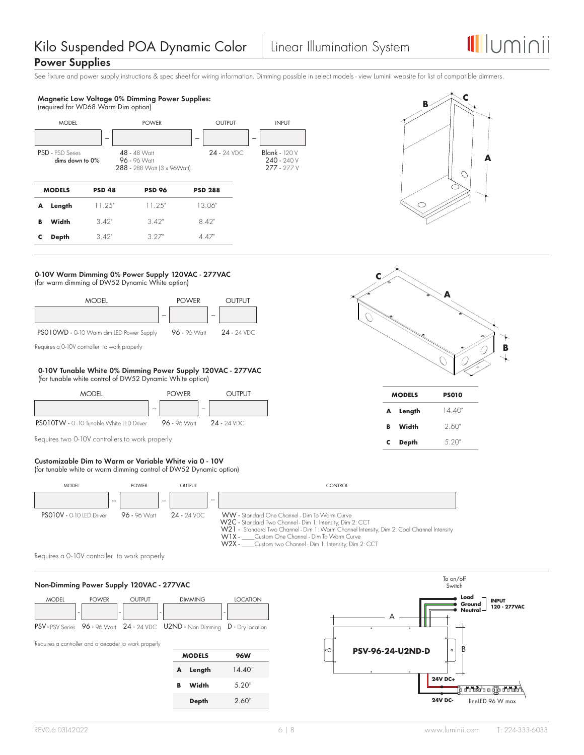# Kilo Suspended POA Dynamic Color | Linear Illumination System

## Power Supplies

See fixture and power supply instructions & spec sheet for wiring information. Dimming possible in select models - view Luminii website for list of compatible dimmers.

### Magnetic Low Voltage 0% Dimming Power Supplies:
(required for WD68 Warm Dim option)

| MODEL | POWER | OUTPUT | INPUT |
|---|---|---|---|
| PSD - PSD Series dims down to 0% | 48 - 48 Watt<br>96 - 96 Watt<br>288 - 288 Watt (3 x 96Watt) | 24 - 24 VDC | Blank - 120 V<br>240 - 240 V<br>277 - 277 V |

| | MODELS | PSD 48 | PSD 96 | PSD 288 |
|---|---|---|---|---|
| A | Length | 11.25" | 11.25" | 13.06" |
| B | Width | 3.42" | 3.42" | 8.42" |
| C | Depth | 3.42" | 3.27" | 4.47" |

### 0-10V Warm Dimming 0% Power Supply 120VAC - 277VAC
(for warm dimming of DW52 Dynamic White option)

| MODEL | POWER | OUTPUT |
|---|---|---|
| PS010WD - 0-10 Warm dim LED Power Supply | 96 - 96 Watt | 24 - 24 VDC |

Requires a 0-10V controller to work properly

### 0-10V Tunable White 0% Dimming Power Supply 120VAC - 277VAC
(for tunable white control of DW52 Dynamic White option)

| MODEL | POWER | OUTPUT |
|---|---|---|
| PS010TW - 0-10 Tunable White LED Driver | 96 - 96 Watt | 24 - 24 VDC |

Requires two 0-10V controllers to work properly

| | MODELS | PS010 |
|---|---|---|
| A | Length | 14.40" |
| B | Width | 2.60" |
| C | Depth | 5.20" |

### Customizable Dim to Warm or Variable White via 0 - 10V
(for tunable white or warm dimming control of DW52 Dynamic option)

| MODEL | POWER | OUTPUT | CONTROL |
|---|---|---|---|
| PS010V - 0-10 LED Driver | 96 - 96 Watt | 24 - 24 VDC | WW - Standard One Channel - Dim To Warm Curve<br>W2C - Standard Two Channel - Dim 1: Intensity; Dim 2: CCT<br>W21 - Standard Two Channel - Dim 1: Warm Channel Intensity; Dim 2: Cool Channel Intensity<br>W1X - ____Custom One Channel - Dim To Warm Curve<br>W2X - ____Custom two Channel - Dim 1: Intensity; Dim 2: CCT |

Requires a 0-10V controller to work properly

### Non-Dimming Power Supply 120VAC - 277VAC

| MODEL | POWER | OUTPUT | DIMMING | LOCATION |
|---|---|---|---|---|
| PSV - PSV Series | 96 - 96 Watt | 24 - 24 VDC | U2ND - Non Dimming | D - Dry location |

Requires a controller and a decoder to work properly

| | MODELS | 96W |
|---|---|---|
| A | Length | 14.40" |
| B | Width | 5.20" |
| | Depth | 2.60" |

To on/off Switch — Load, Ground, Neutral — INPUT 120 - 277VAC

PSV-96-24-U2ND-D

24V DC+ / 24V DC- — lineLED 96 W max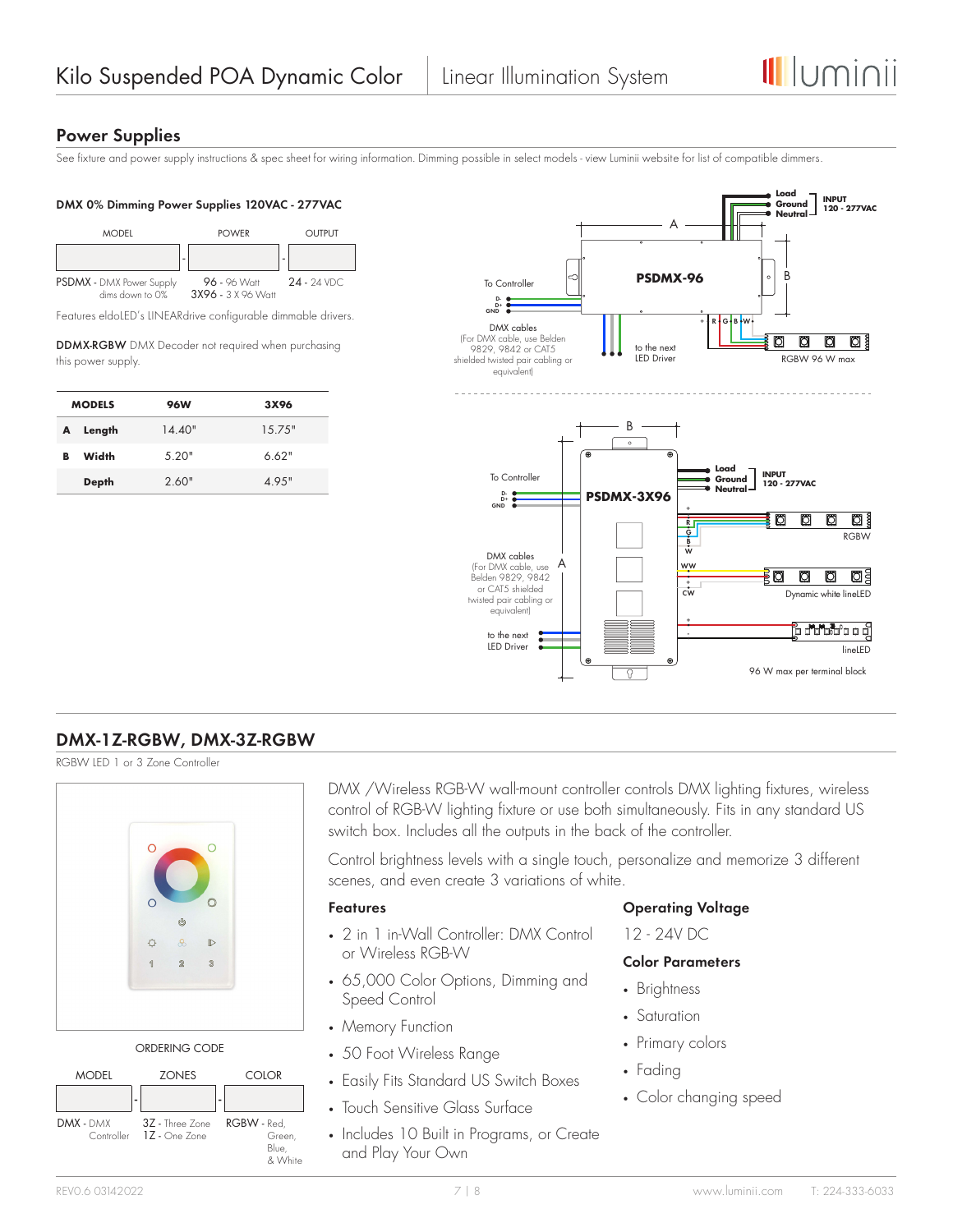## Power Supplies

See fixture and power supply instructions & spec sheet for wiring information. Dimming possible in select models - view Luminii website for list of compatible dimmers.

### DMX 0% Dimming Power Supplies 120VAC - 277VAC

| MODEL | | POWER | | OUTPUT |
|---|---|---|---|---|
| | - | | - | |
| PSDMX - DMX Power Supply dims down to 0% | | 96 - 96 Watt<br>3X96 - 3 X 96 Watt | | 24 - 24 VDC |

Features eldoLED's LINEARdrive configurable dimmable drivers.

**DDMX-RGBW** DMX Decoder not required when purchasing this power supply.

| | MODELS | 96W | 3X96 |
|---|---|---|---|
| A | Length | 14.40" | 15.75" |
| B | Width | 5.20" | 6.62" |
| | Depth | 2.60" | 4.95" |

PSDMX-96

To Controller: D-, D+, GND

DMX cables (For DMX cable, use Belden 9829, 9842 or CAT5 shielded twisted pair cabling or equivalent)

to the next LED Driver

Load, Ground, Neutral — INPUT 120 - 277VAC

R G B W+ — RGBW 96 W max

PSDMX-3X96

To Controller: D-, D+, GND

DMX cables (For DMX cable, use Belden 9829, 9842 or CAT5 shielded twisted pair cabling or equivalent)

to the next LED Driver

Load, Ground, Neutral — INPUT 120 - 277VAC

RGBW

Dynamic white lineLED

lineLED

96 W max per terminal block

## DMX-1Z-RGBW, DMX-3Z-RGBW

RGBW LED 1 or 3 Zone Controller

DMX /Wireless RGB-W wall-mount controller controls DMX lighting fixtures, wireless control of RGB-W lighting fixture or use both simultaneously. Fits in any standard US switch box. Includes all the outputs in the back of the controller.

Control brightness levels with a single touch, personalize and memorize 3 different scenes, and even create 3 variations of white.

### Features

- 2 in 1 in-Wall Controller: DMX Control or Wireless RGB-W
- 65,000 Color Options, Dimming and Speed Control
- Memory Function
- 50 Foot Wireless Range
- Easily Fits Standard US Switch Boxes
- Touch Sensitive Glass Surface
- Includes 10 Built in Programs, or Create and Play Your Own

### Operating Voltage

12 - 24V DC

### Color Parameters

- Brightness
- Saturation
- Primary colors
- Fading
- Color changing speed

ORDERING CODE

| MODEL | | ZONES | | COLOR |
|---|---|---|---|---|
| | - | | - | |
| DMX - DMX Controller | | 3Z - Three Zone<br>1Z - One Zone | | RGBW - Red, Green, Blue, & White |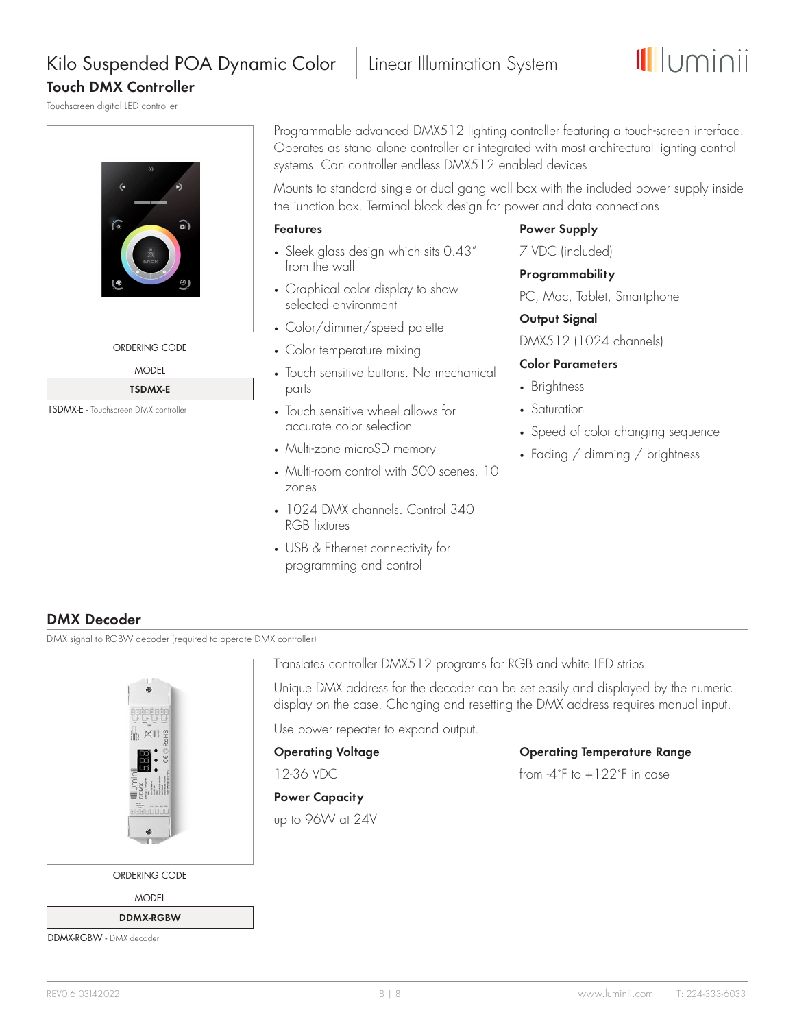## Touch DMX Controller

Touchscreen digital LED controller

ORDERING CODE

| MODEL |
| --- |
| TSDMX-E |

TSDMX-E - Touchscreen DMX controller

Programmable advanced DMX512 lighting controller featuring a touch-screen interface. Operates as stand alone controller or integrated with most architectural lighting control systems. Can controller endless DMX512 enabled devices.

Mounts to standard single or dual gang wall box with the included power supply inside the junction box. Terminal block design for power and data connections.

**Features**

- Sleek glass design which sits 0.43" from the wall
- Graphical color display to show selected environment
- Color/dimmer/speed palette
- Color temperature mixing
- Touch sensitive buttons. No mechanical parts
- Touch sensitive wheel allows for accurate color selection
- Multi-zone microSD memory
- Multi-room control with 500 scenes, 10 zones
- 1024 DMX channels. Control 340 RGB fixtures
- USB & Ethernet connectivity for programming and control

**Power Supply**

7 VDC (included)

**Programmability**

PC, Mac, Tablet, Smartphone

**Output Signal**

DMX512 (1024 channels)

**Color Parameters**

- Brightness
- Saturation
- Speed of color changing sequence
- Fading / dimming / brightness

## DMX Decoder

DMX signal to RGBW decoder (required to operate DMX controller)

ORDERING CODE

| MODEL |
| --- |
| DDMX-RGBW |

DDMX-RGBW - DMX decoder

Translates controller DMX512 programs for RGB and white LED strips.

Unique DMX address for the decoder can be set easily and displayed by the numeric display on the case. Changing and resetting the DMX address requires manual input.

Use power repeater to expand output.

**Operating Voltage**

12-36 VDC

**Power Capacity**

up to 96W at 24V

**Operating Temperature Range**

from -4°F to +122°F in case